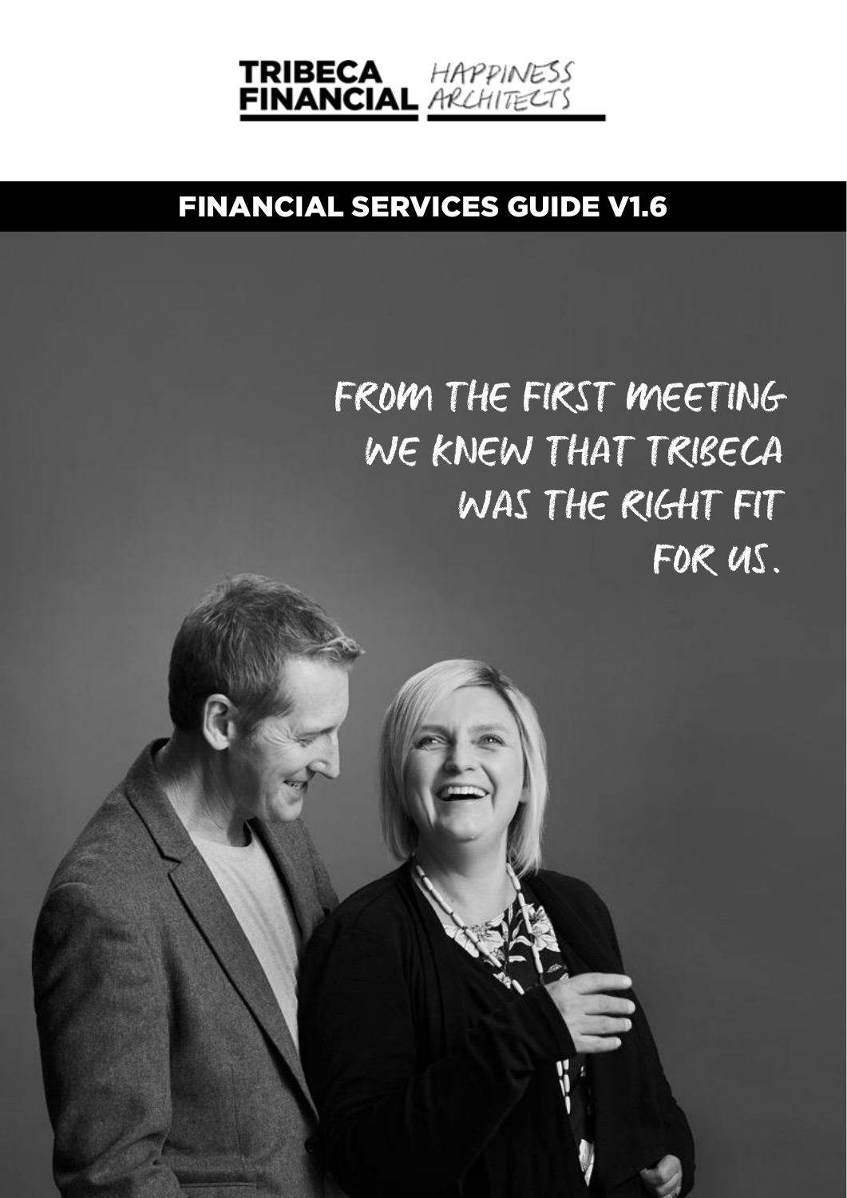**TRIBECA FINANCIAL** HAPPINESS ARCHITECTS

# FINANCIAL SERVICES GUIDE V1.6

FROM THE FIRST MEETING WE KNEW THAT TRIBECA WAS THE RIGHT FIT FOR US.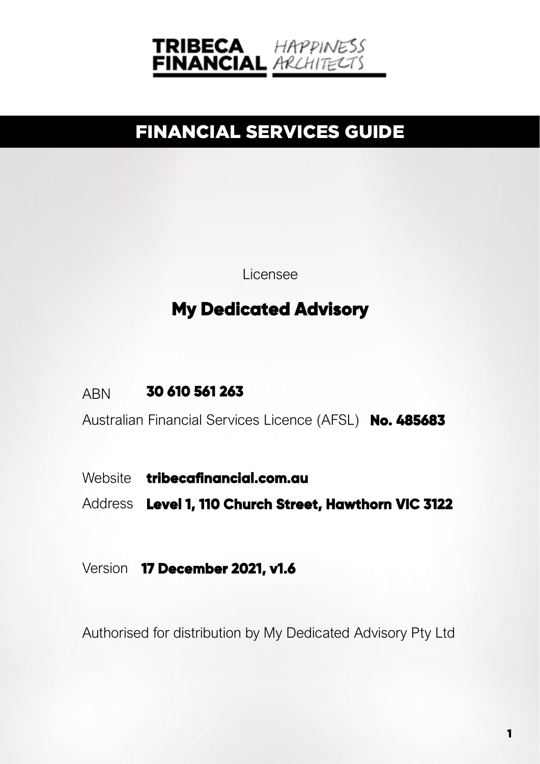TRIBECA FINANCIAL HAPPINESS ARCHITECTS

# FINANCIAL SERVICES GUIDE

Licensee

## My Dedicated Advisory

ABN **30 610 561 263**

Australian Financial Services Licence (AFSL) **No. 485683**

Website **tribecafinancial.com.au**

Address **Level 1, 110 Church Street, Hawthorn VIC 3122**

Version **17 December 2021, v1.6**

Authorised for distribution by My Dedicated Advisory Pty Ltd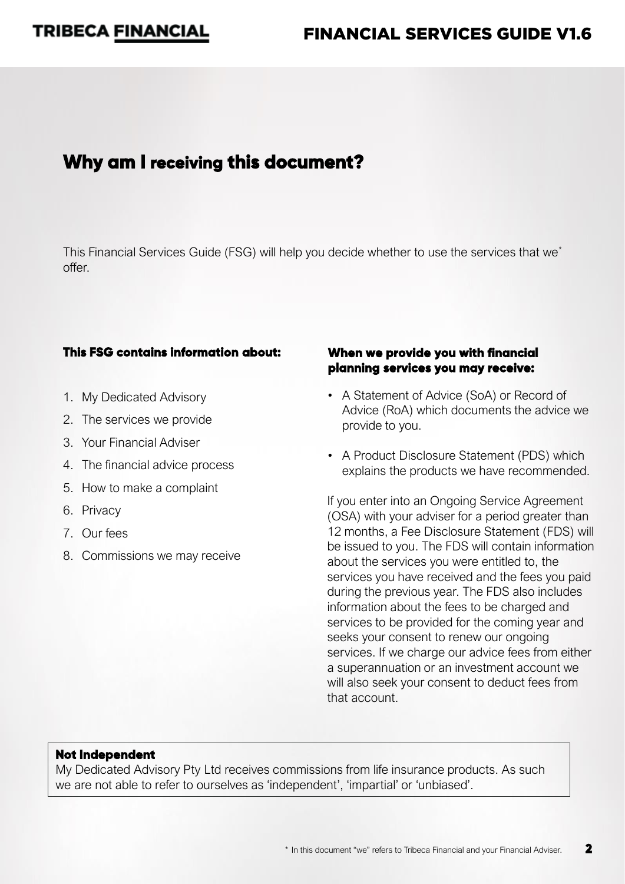# Why am I receiving this document?

This Financial Services Guide (FSG) will help you decide whether to use the services that we* offer.

**This FSG contains information about:**

1. My Dedicated Advisory
2. The services we provide
3. Your Financial Adviser
4. The financial advice process
5. How to make a complaint
6. Privacy
7. Our fees
8. Commissions we may receive

**When we provide you with financial planning services you may receive:**

- A Statement of Advice (SoA) or Record of Advice (RoA) which documents the advice we provide to you.
- A Product Disclosure Statement (PDS) which explains the products we have recommended.

If you enter into an Ongoing Service Agreement (OSA) with your adviser for a period greater than 12 months, a Fee Disclosure Statement (FDS) will be issued to you. The FDS will contain information about the services you were entitled to, the services you have received and the fees you paid during the previous year. The FDS also includes information about the fees to be charged and services to be provided for the coming year and seeks your consent to renew our ongoing services. If we charge our advice fees from either a superannuation or an investment account we will also seek your consent to deduct fees from that account.

**Not Independent**

My Dedicated Advisory Pty Ltd receives commissions from life insurance products. As such we are not able to refer to ourselves as 'independent', 'impartial' or 'unbiased'.

* In this document "we" refers to Tribeca Financial and your Financial Adviser.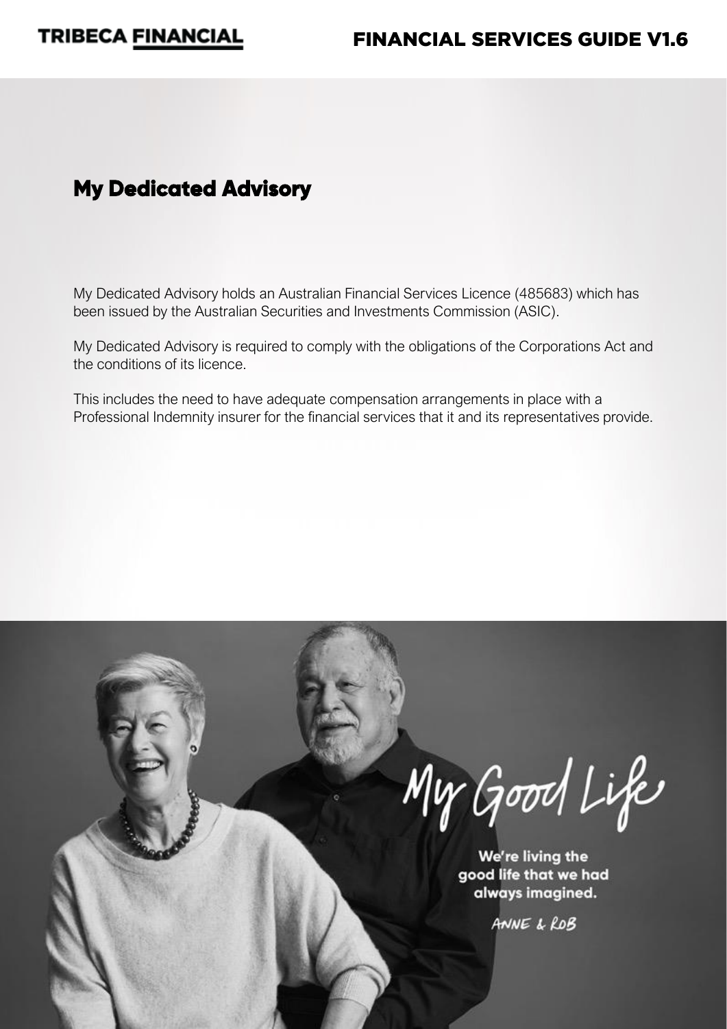## My Dedicated Advisory

My Dedicated Advisory holds an Australian Financial Services Licence (485683) which has been issued by the Australian Securities and Investments Commission (ASIC).

My Dedicated Advisory is required to comply with the obligations of the Corporations Act and the conditions of its licence.

This includes the need to have adequate compensation arrangements in place with a Professional Indemnity insurer for the financial services that it and its representatives provide.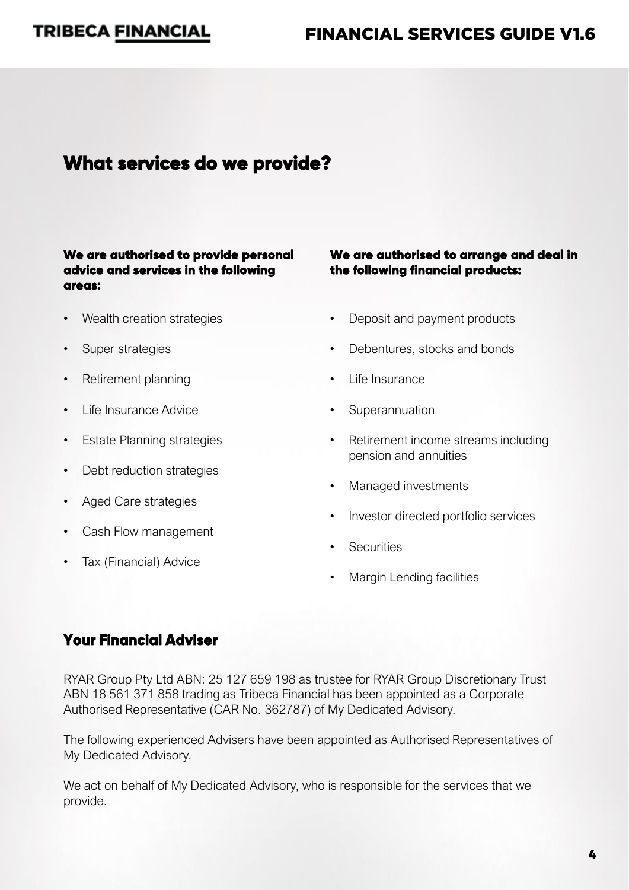## What services do we provide?

**We are authorised to provide personal advice and services in the following areas:**

- Wealth creation strategies
- Super strategies
- Retirement planning
- Life Insurance Advice
- Estate Planning strategies
- Debt reduction strategies
- Aged Care strategies
- Cash Flow management
- Tax (Financial) Advice

**We are authorised to arrange and deal in the following financial products:**

- Deposit and payment products
- Debentures, stocks and bonds
- Life Insurance
- Superannuation
- Retirement income streams including pension and annuities
- Managed investments
- Investor directed portfolio services
- Securities
- Margin Lending facilities

### Your Financial Adviser

RYAR Group Pty Ltd ABN: 25 127 659 198 as trustee for RYAR Group Discretionary Trust ABN 18 561 371 858 trading as Tribeca Financial has been appointed as a Corporate Authorised Representative (CAR No. 362787) of My Dedicated Advisory.

The following experienced Advisers have been appointed as Authorised Representatives of My Dedicated Advisory.

We act on behalf of My Dedicated Advisory, who is responsible for the services that we provide.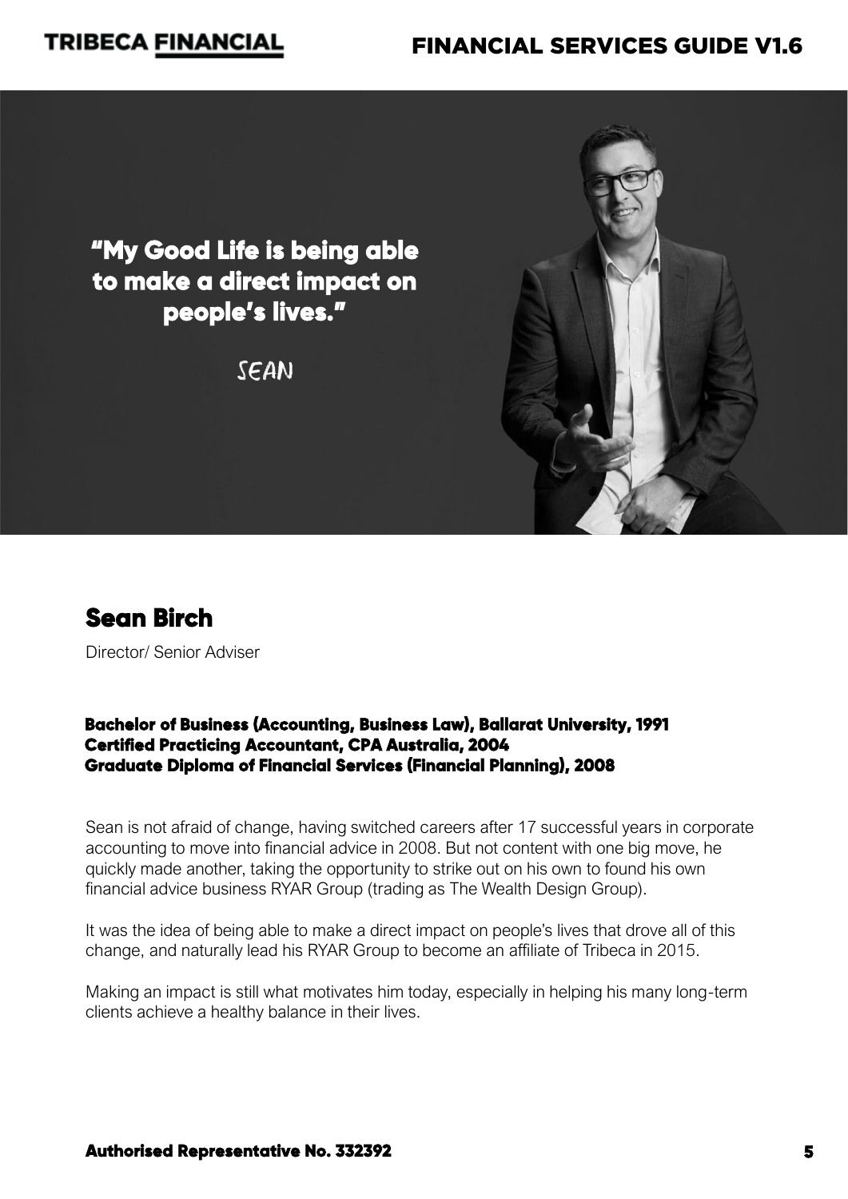"My Good Life is being able to make a direct impact on people's lives."

SEAN

## Sean Birch

Director/ Senior Adviser

**Bachelor of Business (Accounting, Business Law), Ballarat University, 1991**
**Certified Practicing Accountant, CPA Australia, 2004**
**Graduate Diploma of Financial Services (Financial Planning), 2008**

Sean is not afraid of change, having switched careers after 17 successful years in corporate accounting to move into financial advice in 2008. But not content with one big move, he quickly made another, taking the opportunity to strike out on his own to found his own financial advice business RYAR Group (trading as The Wealth Design Group).

It was the idea of being able to make a direct impact on people's lives that drove all of this change, and naturally lead his RYAR Group to become an affiliate of Tribeca in 2015.

Making an impact is still what motivates him today, especially in helping his many long-term clients achieve a healthy balance in their lives.

**Authorised Representative No. 332392**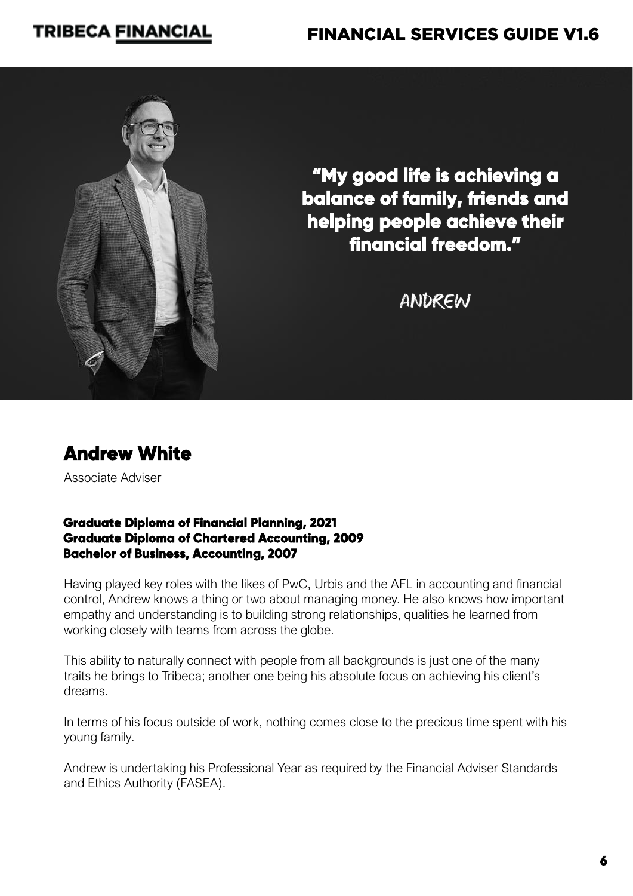"My good life is achieving a balance of family, friends and helping people achieve their financial freedom."

ANDREW

## Andrew White

Associate Adviser

**Graduate Diploma of Financial Planning, 2021**
**Graduate Diploma of Chartered Accounting, 2009**
**Bachelor of Business, Accounting, 2007**

Having played key roles with the likes of PwC, Urbis and the AFL in accounting and financial control, Andrew knows a thing or two about managing money. He also knows how important empathy and understanding is to building strong relationships, qualities he learned from working closely with teams from across the globe.

This ability to naturally connect with people from all backgrounds is just one of the many traits he brings to Tribeca; another one being his absolute focus on achieving his client's dreams.

In terms of his focus outside of work, nothing comes close to the precious time spent with his young family.

Andrew is undertaking his Professional Year as required by the Financial Adviser Standards and Ethics Authority (FASEA).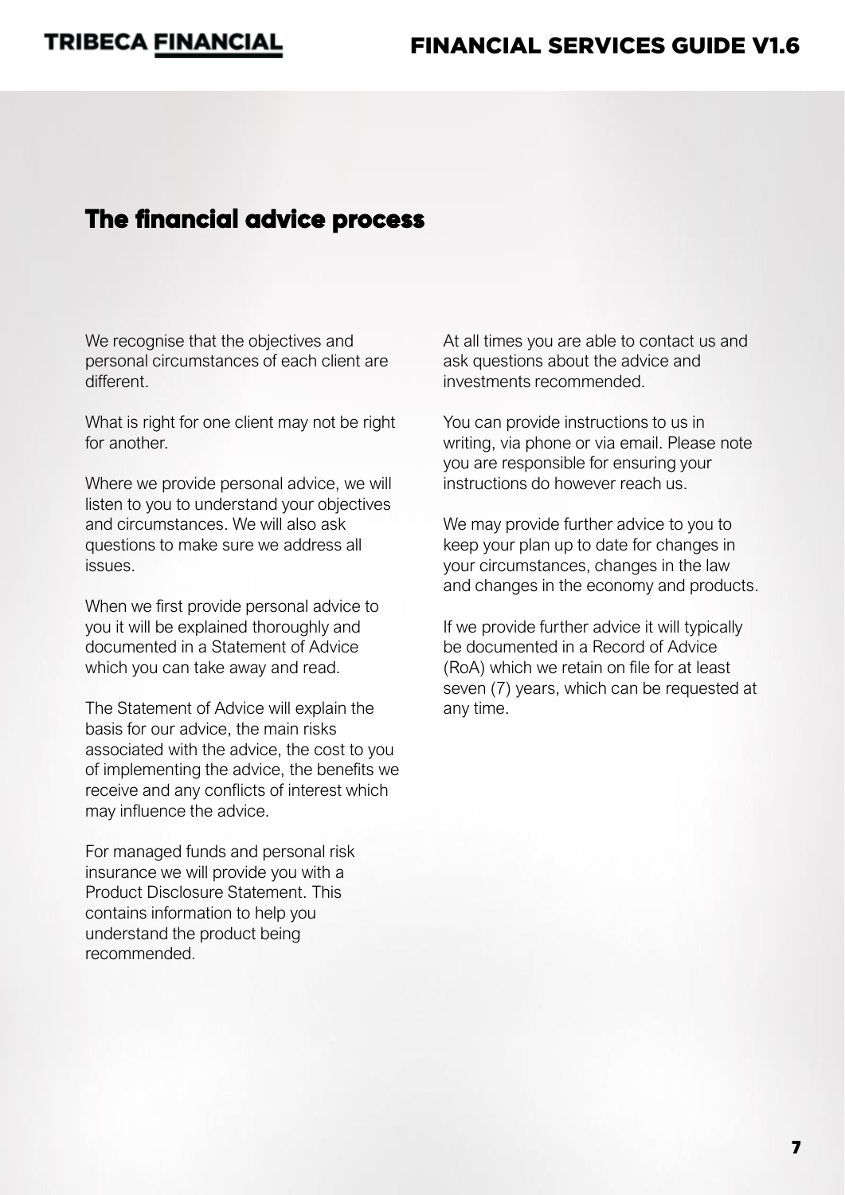## The financial advice process

We recognise that the objectives and personal circumstances of each client are different.

What is right for one client may not be right for another.

Where we provide personal advice, we will listen to you to understand your objectives and circumstances. We will also ask questions to make sure we address all issues.

When we first provide personal advice to you it will be explained thoroughly and documented in a Statement of Advice which you can take away and read.

The Statement of Advice will explain the basis for our advice, the main risks associated with the advice, the cost to you of implementing the advice, the benefits we receive and any conflicts of interest which may influence the advice.

For managed funds and personal risk insurance we will provide you with a Product Disclosure Statement. This contains information to help you understand the product being recommended.

At all times you are able to contact us and ask questions about the advice and investments recommended.

You can provide instructions to us in writing, via phone or via email. Please note you are responsible for ensuring your instructions do however reach us.

We may provide further advice to you to keep your plan up to date for changes in your circumstances, changes in the law and changes in the economy and products.

If we provide further advice it will typically be documented in a Record of Advice (RoA) which we retain on file for at least seven (7) years, which can be requested at any time.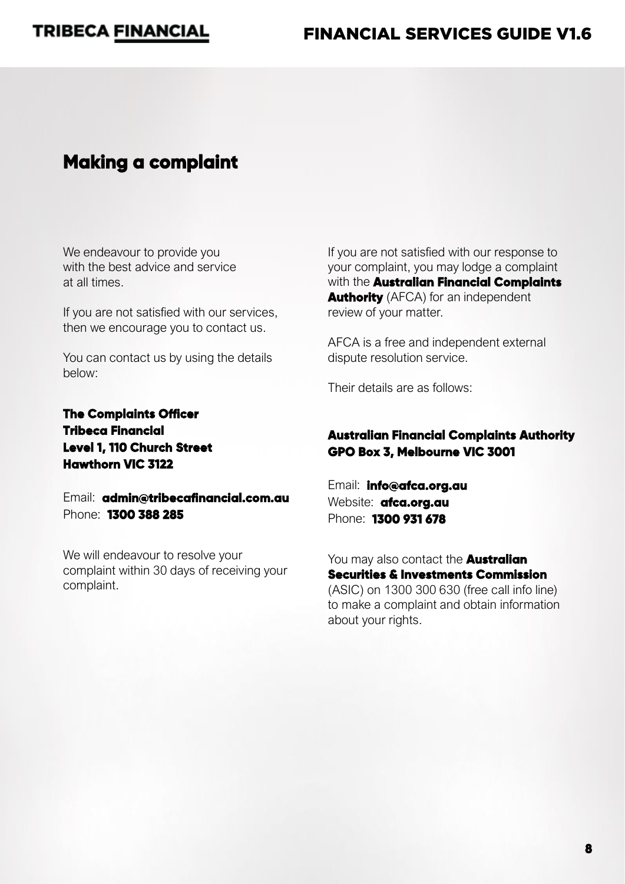## Making a complaint

We endeavour to provide you with the best advice and service at all times.

If you are not satisfied with our services, then we encourage you to contact us.

You can contact us by using the details below:

**The Complaints Officer**
**Tribeca Financial**
**Level 1, 110 Church Street**
**Hawthorn VIC 3122**

Email: **admin@tribecafinancial.com.au**
Phone: **1300 388 285**

We will endeavour to resolve your complaint within 30 days of receiving your complaint.

If you are not satisfied with our response to your complaint, you may lodge a complaint with the **Australian Financial Complaints Authority** (AFCA) for an independent review of your matter.

AFCA is a free and independent external dispute resolution service.

Their details are as follows:

**Australian Financial Complaints Authority**
**GPO Box 3, Melbourne VIC 3001**

Email: **info@afca.org.au**
Website: **afca.org.au**
Phone: **1300 931 678**

You may also contact the **Australian Securities & Investments Commission** (ASIC) on 1300 300 630 (free call info line) to make a complaint and obtain information about your rights.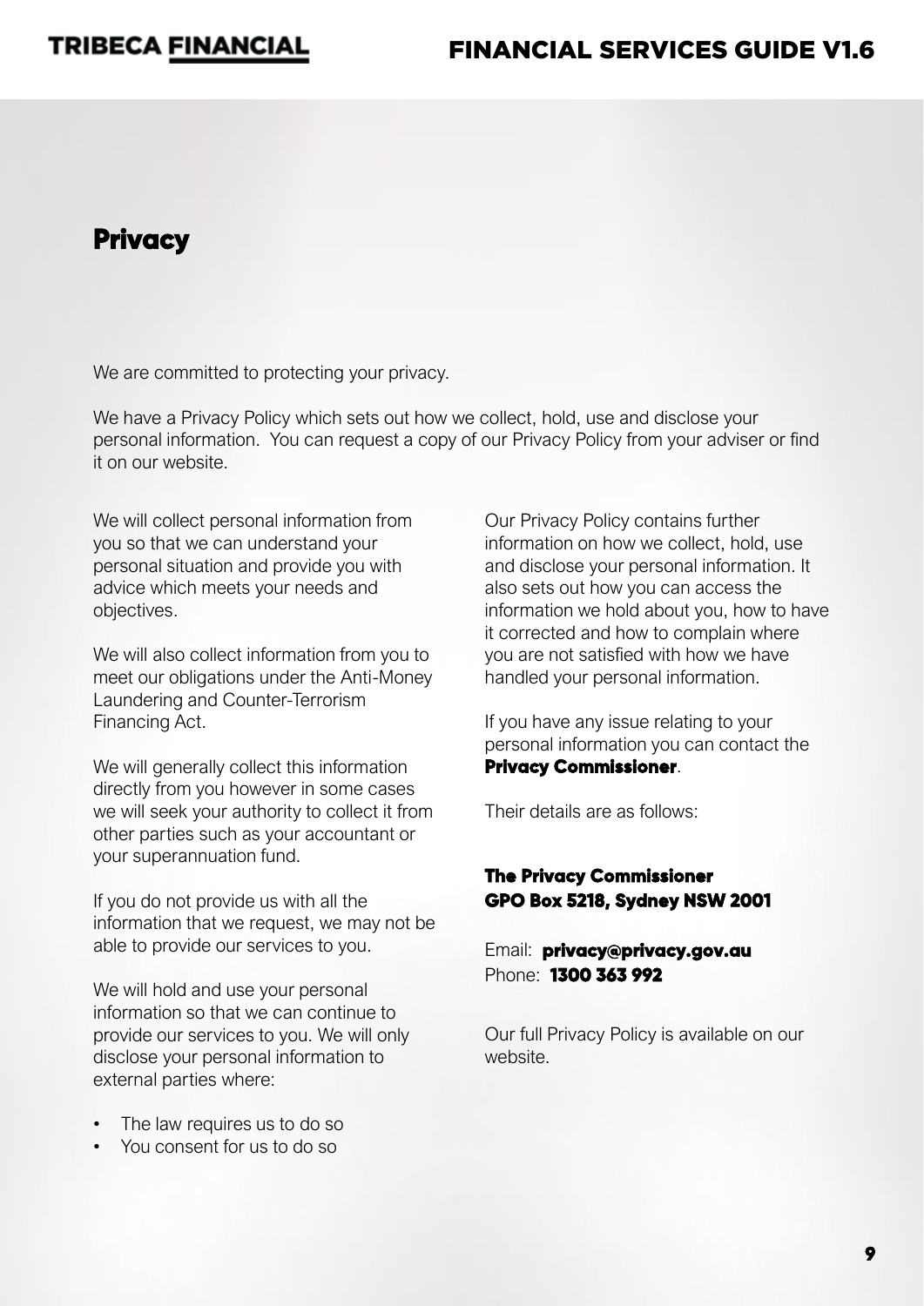# Privacy

We are committed to protecting your privacy.

We have a Privacy Policy which sets out how we collect, hold, use and disclose your personal information. You can request a copy of our Privacy Policy from your adviser or find it on our website.

We will collect personal information from you so that we can understand your personal situation and provide you with advice which meets your needs and objectives.

We will also collect information from you to meet our obligations under the Anti-Money Laundering and Counter-Terrorism Financing Act.

We will generally collect this information directly from you however in some cases we will seek your authority to collect it from other parties such as your accountant or your superannuation fund.

If you do not provide us with all the information that we request, we may not be able to provide our services to you.

We will hold and use your personal information so that we can continue to provide our services to you. We will only disclose your personal information to external parties where:

- The law requires us to do so
- You consent for us to do so

Our Privacy Policy contains further information on how we collect, hold, use and disclose your personal information. It also sets out how you can access the information we hold about you, how to have it corrected and how to complain where you are not satisfied with how we have handled your personal information.

If you have any issue relating to your personal information you can contact the **Privacy Commissioner**.

Their details are as follows:

**The Privacy Commissioner**
**GPO Box 5218, Sydney NSW 2001**

Email: **privacy@privacy.gov.au**
Phone: **1300 363 992**

Our full Privacy Policy is available on our website.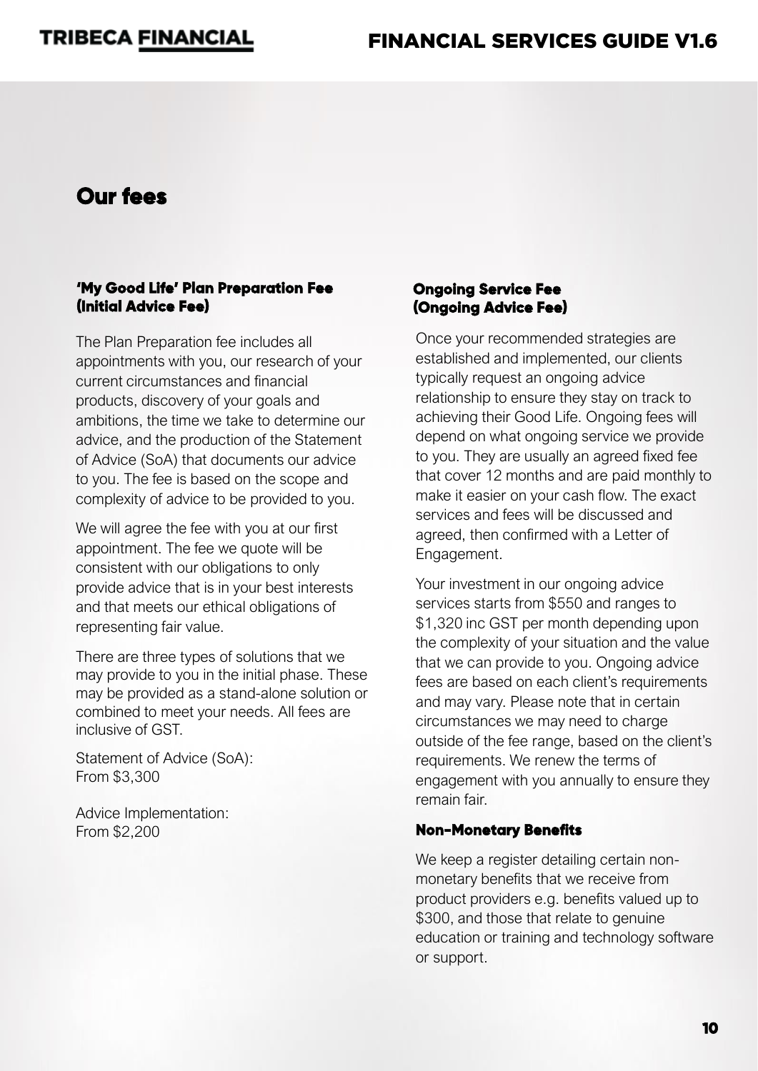# Our fees

### 'My Good Life' Plan Preparation Fee (Initial Advice Fee)

The Plan Preparation fee includes all appointments with you, our research of your current circumstances and financial products, discovery of your goals and ambitions, the time we take to determine our advice, and the production of the Statement of Advice (SoA) that documents our advice to you. The fee is based on the scope and complexity of advice to be provided to you.

We will agree the fee with you at our first appointment. The fee we quote will be consistent with our obligations to only provide advice that is in your best interests and that meets our ethical obligations of representing fair value.

There are three types of solutions that we may provide to you in the initial phase. These may be provided as a stand-alone solution or combined to meet your needs. All fees are inclusive of GST.

Statement of Advice (SoA):
From $3,300

Advice Implementation:
From $2,200

### Ongoing Service Fee (Ongoing Advice Fee)

Once your recommended strategies are established and implemented, our clients typically request an ongoing advice relationship to ensure they stay on track to achieving their Good Life. Ongoing fees will depend on what ongoing service we provide to you. They are usually an agreed fixed fee that cover 12 months and are paid monthly to make it easier on your cash flow. The exact services and fees will be discussed and agreed, then confirmed with a Letter of Engagement.

Your investment in our ongoing advice services starts from $550 and ranges to $1,320 inc GST per month depending upon the complexity of your situation and the value that we can provide to you. Ongoing advice fees are based on each client's requirements and may vary. Please note that in certain circumstances we may need to charge outside of the fee range, based on the client's requirements. We renew the terms of engagement with you annually to ensure they remain fair.

### Non-Monetary Benefits

We keep a register detailing certain non-monetary benefits that we receive from product providers e.g. benefits valued up to $300, and those that relate to genuine education or training and technology software or support.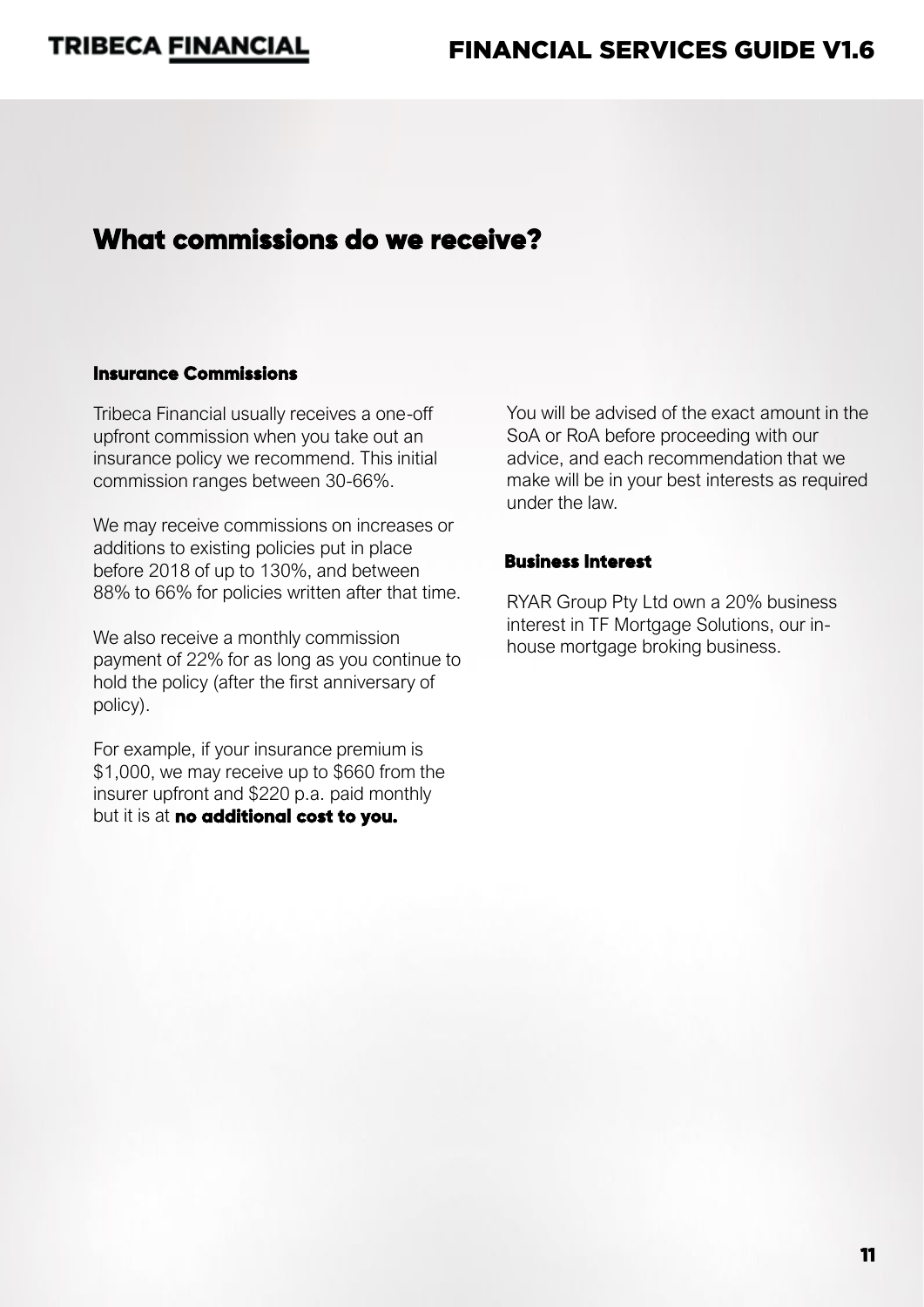## What commissions do we receive?

### Insurance Commissions

Tribeca Financial usually receives a one-off upfront commission when you take out an insurance policy we recommend. This initial commission ranges between 30-66%.

We may receive commissions on increases or additions to existing policies put in place before 2018 of up to 130%, and between 88% to 66% for policies written after that time.

We also receive a monthly commission payment of 22% for as long as you continue to hold the policy (after the first anniversary of policy).

For example, if your insurance premium is $1,000, we may receive up to $660 from the insurer upfront and $220 p.a. paid monthly but it is at **no additional cost to you.**

You will be advised of the exact amount in the SoA or RoA before proceeding with our advice, and each recommendation that we make will be in your best interests as required under the law.

### Business Interest

RYAR Group Pty Ltd own a 20% business interest in TF Mortgage Solutions, our in-house mortgage broking business.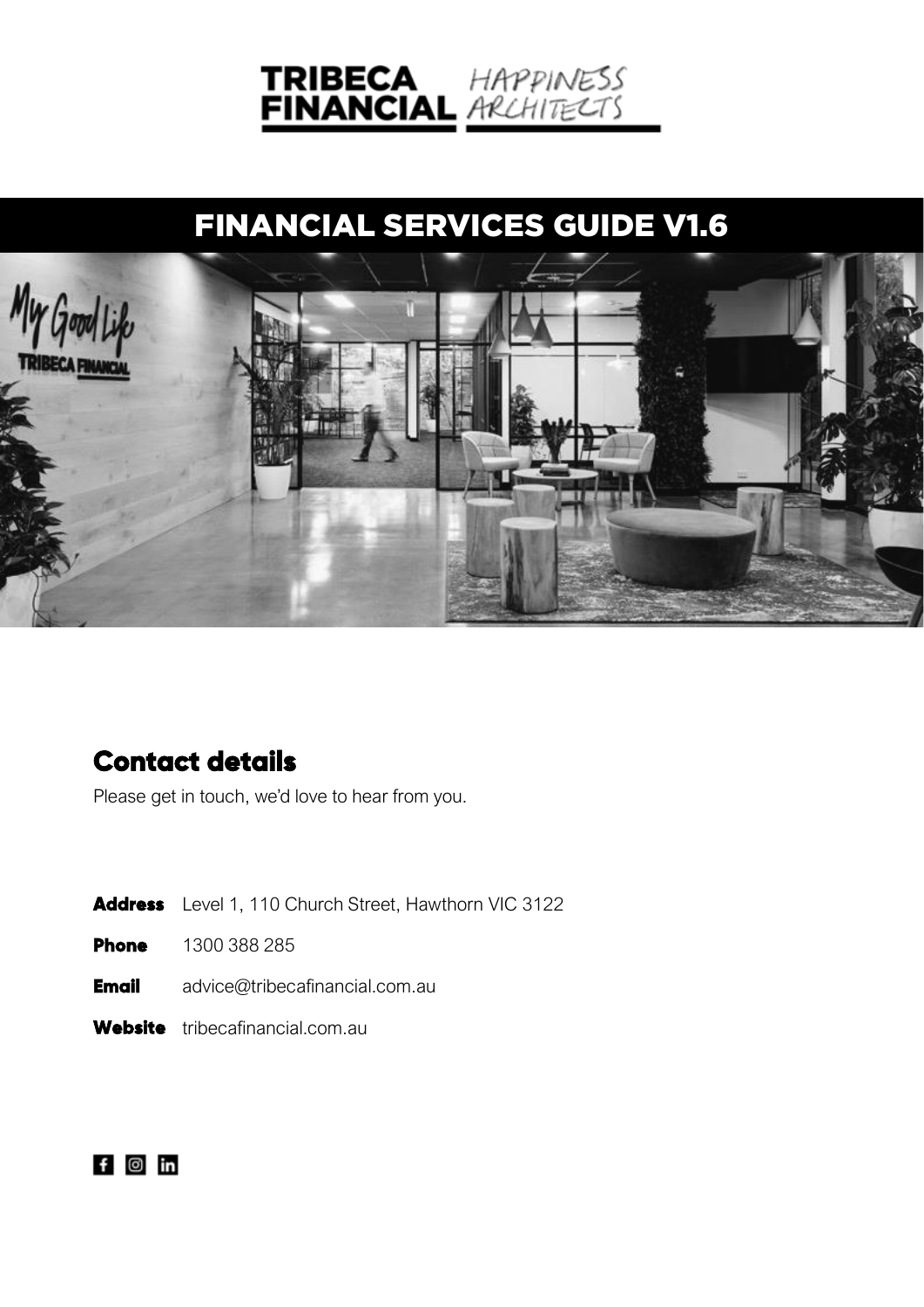TRIBECA FINANCIAL HAPPINESS ARCHITECTS

# FINANCIAL SERVICES GUIDE V1.6

## Contact details

Please get in touch, we'd love to hear from you.

**Address** Level 1, 110 Church Street, Hawthorn VIC 3122

**Phone** 1300 388 285

**Email** advice@tribecafinancial.com.au

**Website** tribecafinancial.com.au